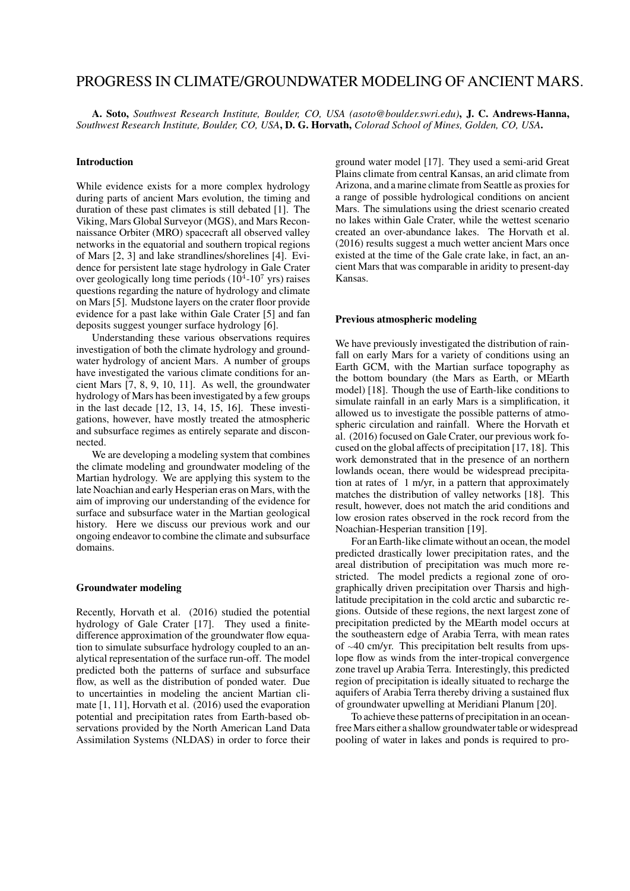# PROGRESS IN CLIMATE/GROUNDWATER MODELING OF ANCIENT MARS.

**A. Soto,** *Southwest Research Institute, Boulder, CO, USA (asoto@boulder.swri.edu),* **J. C. Andrews-Hanna,** *Southwest Research Institute, Boulder, CO, USA,* **D. G. Horvath,** *Colorad School of Mines, Golden, CO, USA***.**

## Introduction

While evidence exists for a more complex hydrology during parts of ancient Mars evolution, the timing and duration of these past climates is still debated [1]. The Viking, Mars Global Surveyor (MGS), and Mars Reconnaissance Orbiter (MRO) spacecraft all observed valley networks in the equatorial and southern tropical regions of Mars [2, 3] and lake strandlines/shorelines [4]. Evidence for persistent late stage hydrology in Gale Crater over geologically long time periods ($10^4$-$10^7$ yrs) raises questions regarding the nature of hydrology and climate on Mars [5]. Mudstone layers on the crater floor provide evidence for a past lake within Gale Crater [5] and fan deposits suggest younger surface hydrology [6].

Understanding these various observations requires investigation of both the climate hydrology and groundwater hydrology of ancient Mars. A number of groups have investigated the various climate conditions for ancient Mars [7, 8, 9, 10, 11]. As well, the groundwater hydrology of Mars has been investigated by a few groups in the last decade [12, 13, 14, 15, 16]. These investigations, however, have mostly treated the atmospheric and subsurface regimes as entirely separate and disconnected.

We are developing a modeling system that combines the climate modeling and groundwater modeling of the Martian hydrology. We are applying this system to the late Noachian and early Hesperian eras on Mars, with the aim of improving our understanding of the evidence for surface and subsurface water in the Martian geological history. Here we discuss our previous work and our ongoing endeavor to combine the climate and subsurface domains.

## Groundwater modeling

Recently, Horvath et al. (2016) studied the potential hydrology of Gale Crater [17]. They used a finite-difference approximation of the groundwater flow equation to simulate subsurface hydrology coupled to an analytical representation of the surface run-off. The model predicted both the patterns of surface and subsurface flow, as well as the distribution of ponded water. Due to uncertainties in modeling the ancient Martian climate [1, 11], Horvath et al. (2016) used the evaporation potential and precipitation rates from Earth-based observations provided by the North American Land Data Assimilation Systems (NLDAS) in order to force their ground water model [17]. They used a semi-arid Great Plains climate from central Kansas, an arid climate from Arizona, and a marine climate from Seattle as proxies for a range of possible hydrological conditions on ancient Mars. The simulations using the driest scenario created no lakes within Gale Crater, while the wettest scenario created an over-abundance lakes. The Horvath et al. (2016) results suggest a much wetter ancient Mars once existed at the time of the Gale crate lake, in fact, an ancient Mars that was comparable in aridity to present-day Kansas.

## Previous atmospheric modeling

We have previously investigated the distribution of rainfall on early Mars for a variety of conditions using an Earth GCM, with the Martian surface topography as the bottom boundary (the Mars as Earth, or MEarth model) [18]. Though the use of Earth-like conditions to simulate rainfall in an early Mars is a simplification, it allowed us to investigate the possible patterns of atmospheric circulation and rainfall. Where the Horvath et al. (2016) focused on Gale Crater, our previous work focused on the global affects of precipitation [17, 18]. This work demonstrated that in the presence of an northern lowlands ocean, there would be widespread precipitation at rates of 1 m/yr, in a pattern that approximately matches the distribution of valley networks [18]. This result, however, does not match the arid conditions and low erosion rates observed in the rock record from the Noachian-Hesperian transition [19].

For an Earth-like climate without an ocean, the model predicted drastically lower precipitation rates, and the areal distribution of precipitation was much more restricted. The model predicts a regional zone of orographically driven precipitation over Tharsis and high-latitude precipitation in the cold arctic and subarctic regions. Outside of these regions, the next largest zone of precipitation predicted by the MEarth model occurs at the southeastern edge of Arabia Terra, with mean rates of ~40 cm/yr. This precipitation belt results from upslope flow as winds from the inter-tropical convergence zone travel up Arabia Terra. Interestingly, this predicted region of precipitation is ideally situated to recharge the aquifers of Arabia Terra thereby driving a sustained flux of groundwater upwelling at Meridiani Planum [20].

To achieve these patterns of precipitation in an ocean-free Mars either a shallow groundwater table or widespread pooling of water in lakes and ponds is required to pro-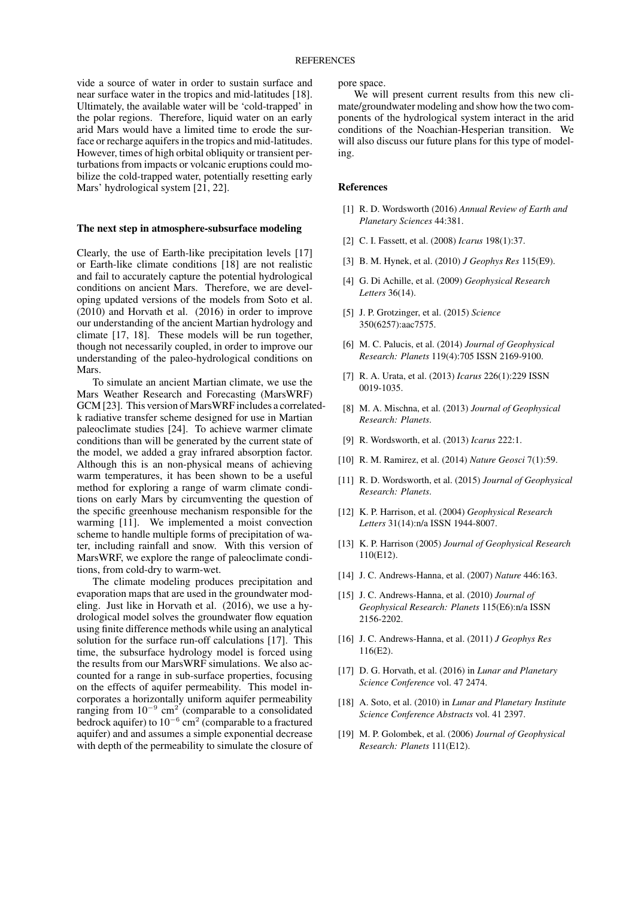vide a source of water in order to sustain surface and near surface water in the tropics and mid-latitudes [18]. Ultimately, the available water will be 'cold-trapped' in the polar regions. Therefore, liquid water on an early arid Mars would have a limited time to erode the surface or recharge aquifers in the tropics and mid-latitudes. However, times of high orbital obliquity or transient perturbations from impacts or volcanic eruptions could mobilize the cold-trapped water, potentially resetting early Mars' hydrological system [21, 22].

### The next step in atmosphere-subsurface modeling

Clearly, the use of Earth-like precipitation levels [17] or Earth-like climate conditions [18] are not realistic and fail to accurately capture the potential hydrological conditions on ancient Mars. Therefore, we are developing updated versions of the models from Soto et al. (2010) and Horvath et al. (2016) in order to improve our understanding of the ancient Martian hydrology and climate [17, 18]. These models will be run together, though not necessarily coupled, in order to improve our understanding of the paleo-hydrological conditions on Mars.

To simulate an ancient Martian climate, we use the Mars Weather Research and Forecasting (MarsWRF) GCM [23]. This version of MarsWRF includes a correlated-k radiative transfer scheme designed for use in Martian paleoclimate studies [24]. To achieve warmer climate conditions than will be generated by the current state of the model, we added a gray infrared absorption factor. Although this is an non-physical means of achieving warm temperatures, it has been shown to be a useful method for exploring a range of warm climate conditions on early Mars by circumventing the question of the specific greenhouse mechanism responsible for the warming [11]. We implemented a moist convection scheme to handle multiple forms of precipitation of water, including rainfall and snow. With this version of MarsWRF, we explore the range of paleoclimate conditions, from cold-dry to warm-wet.

The climate modeling produces precipitation and evaporation maps that are used in the groundwater modeling. Just like in Horvath et al. (2016), we use a hydrological model solves the groundwater flow equation using finite difference methods while using an analytical solution for the surface run-off calculations [17]. This time, the subsurface hydrology model is forced using the results from our MarsWRF simulations. We also accounted for a range in sub-surface properties, focusing on the effects of aquifer permeability. This model incorporates a horizontally uniform aquifer permeability ranging from $10^{-9}$ cm$^2$ (comparable to a consolidated bedrock aquifer) to $10^{-6}$ cm$^2$ (comparable to a fractured aquifer) and and assumes a simple exponential decrease with depth of the permeability to simulate the closure of pore space.

We will present current results from this new climate/groundwater modeling and show how the two components of the hydrological system interact in the arid conditions of the Noachian-Hesperian transition. We will also discuss our future plans for this type of modeling.

### References

[1] R. D. Wordsworth (2016) *Annual Review of Earth and Planetary Sciences* 44:381.

[2] C. I. Fassett, et al. (2008) *Icarus* 198(1):37.

[3] B. M. Hynek, et al. (2010) *J Geophys Res* 115(E9).

[4] G. Di Achille, et al. (2009) *Geophysical Research Letters* 36(14).

[5] J. P. Grotzinger, et al. (2015) *Science* 350(6257):aac7575.

[6] M. C. Palucis, et al. (2014) *Journal of Geophysical Research: Planets* 119(4):705 ISSN 2169-9100.

[7] R. A. Urata, et al. (2013) *Icarus* 226(1):229 ISSN 0019-1035.

[8] M. A. Mischna, et al. (2013) *Journal of Geophysical Research: Planets.*

[9] R. Wordsworth, et al. (2013) *Icarus* 222:1.

[10] R. M. Ramirez, et al. (2014) *Nature Geosci* 7(1):59.

[11] R. D. Wordsworth, et al. (2015) *Journal of Geophysical Research: Planets.*

[12] K. P. Harrison, et al. (2004) *Geophysical Research Letters* 31(14):n/a ISSN 1944-8007.

[13] K. P. Harrison (2005) *Journal of Geophysical Research* 110(E12).

[14] J. C. Andrews-Hanna, et al. (2007) *Nature* 446:163.

[15] J. C. Andrews-Hanna, et al. (2010) *Journal of Geophysical Research: Planets* 115(E6):n/a ISSN 2156-2202.

[16] J. C. Andrews-Hanna, et al. (2011) *J Geophys Res* 116(E2).

[17] D. G. Horvath, et al. (2016) in *Lunar and Planetary Science Conference* vol. 47 2474.

[18] A. Soto, et al. (2010) in *Lunar and Planetary Institute Science Conference Abstracts* vol. 41 2397.

[19] M. P. Golombek, et al. (2006) *Journal of Geophysical Research: Planets* 111(E12).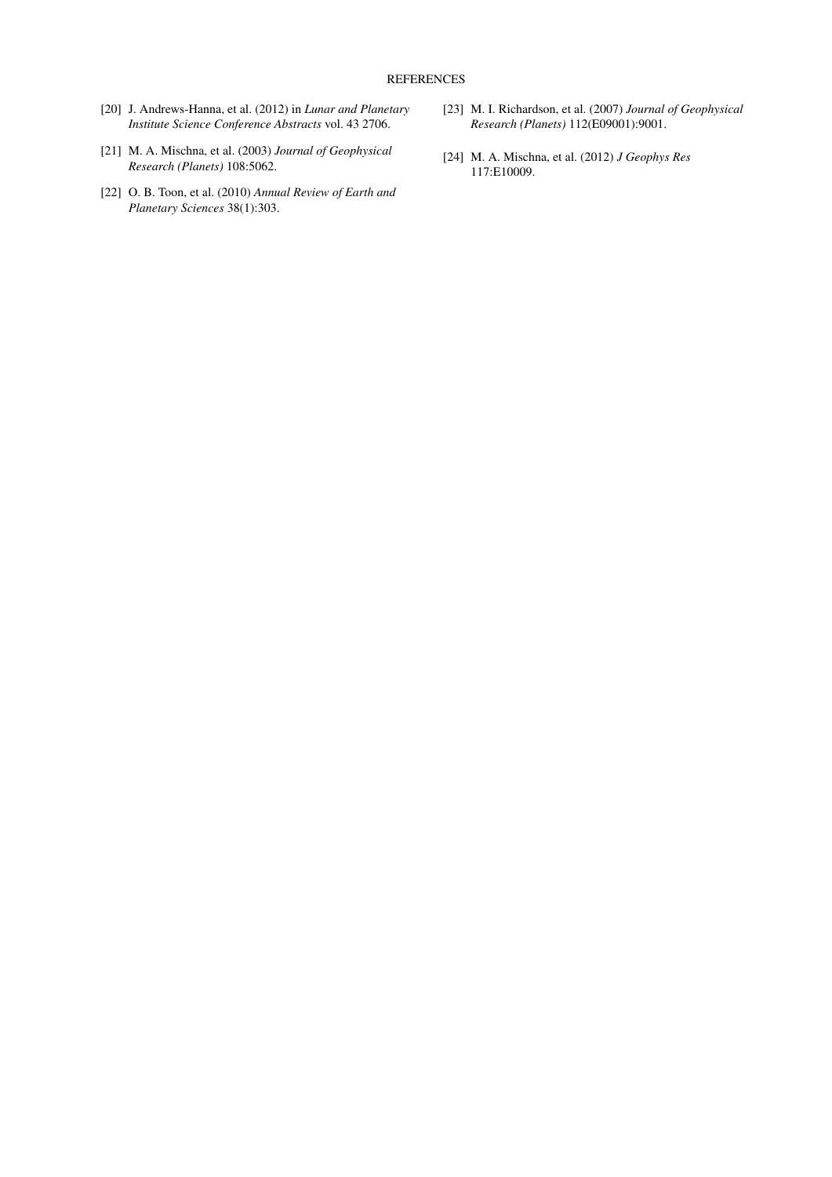# REFERENCES

[20] J. Andrews-Hanna, et al. (2012) in *Lunar and Planetary Institute Science Conference Abstracts* vol. 43 2706.

[21] M. A. Mischna, et al. (2003) *Journal of Geophysical Research (Planets)* 108:5062.

[22] O. B. Toon, et al. (2010) *Annual Review of Earth and Planetary Sciences* 38(1):303.

[23] M. I. Richardson, et al. (2007) *Journal of Geophysical Research (Planets)* 112(E09001):9001.

[24] M. A. Mischna, et al. (2012) *J Geophys Res* 117:E10009.